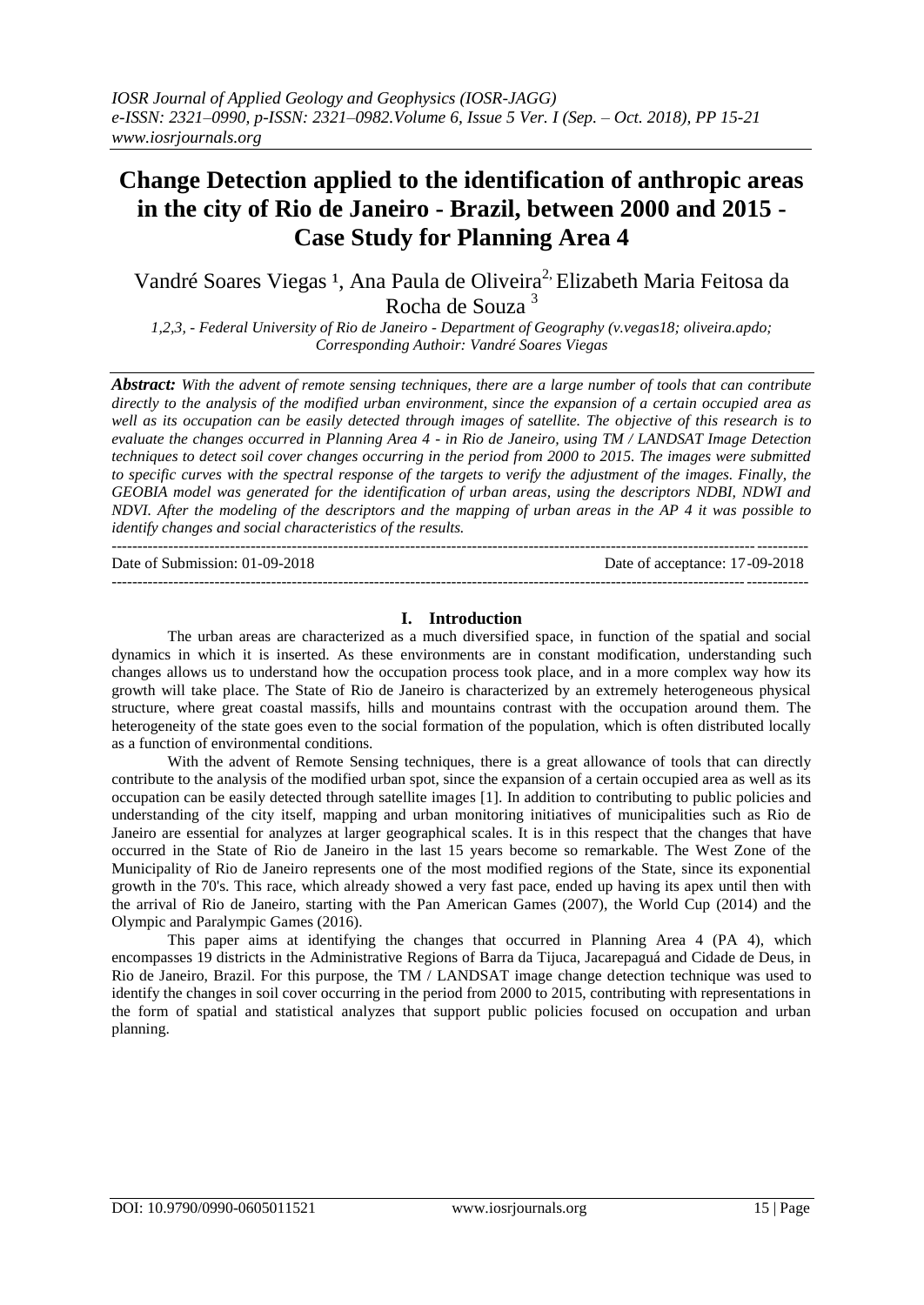# Change Detection applied to the identification of anthropic areas in the city of Rio de Janeiro - Brazil, between 2000 and 2015 - Case Study for Planning Area 4

Vandré Soares Viegas [1], Ana Paula de Oliveira[2], Elizabeth Maria Feitosa da Rocha de Souza [3]

*1,2,3, - Federal University of Rio de Janeiro - Department of Geography (v.vegas18; oliveira.apdo; Corresponding Authoir: Vandré Soares Viegas*

***Abstract:*** *With the advent of remote sensing techniques, there are a large number of tools that can contribute directly to the analysis of the modified urban environment, since the expansion of a certain occupied area as well as its occupation can be easily detected through images of satellite. The objective of this research is to evaluate the changes occurred in Planning Area 4 - in Rio de Janeiro, using TM / LANDSAT Image Detection techniques to detect soil cover changes occurring in the period from 2000 to 2015. The images were submitted to specific curves with the spectral response of the targets to verify the adjustment of the images. Finally, the GEOBIA model was generated for the identification of urban areas, using the descriptors NDBI, NDWI and NDVI. After the modeling of the descriptors and the mapping of urban areas in the AP 4 it was possible to identify changes and social characteristics of the results.*

Date of Submission: 01-09-2018 Date of acceptance: 17-09-2018

## I. Introduction

The urban areas are characterized as a much diversified space, in function of the spatial and social dynamics in which it is inserted. As these environments are in constant modification, understanding such changes allows us to understand how the occupation process took place, and in a more complex way how its growth will take place. The State of Rio de Janeiro is characterized by an extremely heterogeneous physical structure, where great coastal massifs, hills and mountains contrast with the occupation around them. The heterogeneity of the state goes even to the social formation of the population, which is often distributed locally as a function of environmental conditions.

With the advent of Remote Sensing techniques, there is a great allowance of tools that can directly contribute to the analysis of the modified urban spot, since the expansion of a certain occupied area as well as its occupation can be easily detected through satellite images [1]. In addition to contributing to public policies and understanding of the city itself, mapping and urban monitoring initiatives of municipalities such as Rio de Janeiro are essential for analyzes at larger geographical scales. It is in this respect that the changes that have occurred in the State of Rio de Janeiro in the last 15 years become so remarkable. The West Zone of the Municipality of Rio de Janeiro represents one of the most modified regions of the State, since its exponential growth in the 70's. This race, which already showed a very fast pace, ended up having its apex until then with the arrival of Rio de Janeiro, starting with the Pan American Games (2007), the World Cup (2014) and the Olympic and Paralympic Games (2016).

This paper aims at identifying the changes that occurred in Planning Area 4 (PA 4), which encompasses 19 districts in the Administrative Regions of Barra da Tijuca, Jacarepaguá and Cidade de Deus, in Rio de Janeiro, Brazil. For this purpose, the TM / LANDSAT image change detection technique was used to identify the changes in soil cover occurring in the period from 2000 to 2015, contributing with representations in the form of spatial and statistical analyzes that support public policies focused on occupation and urban planning.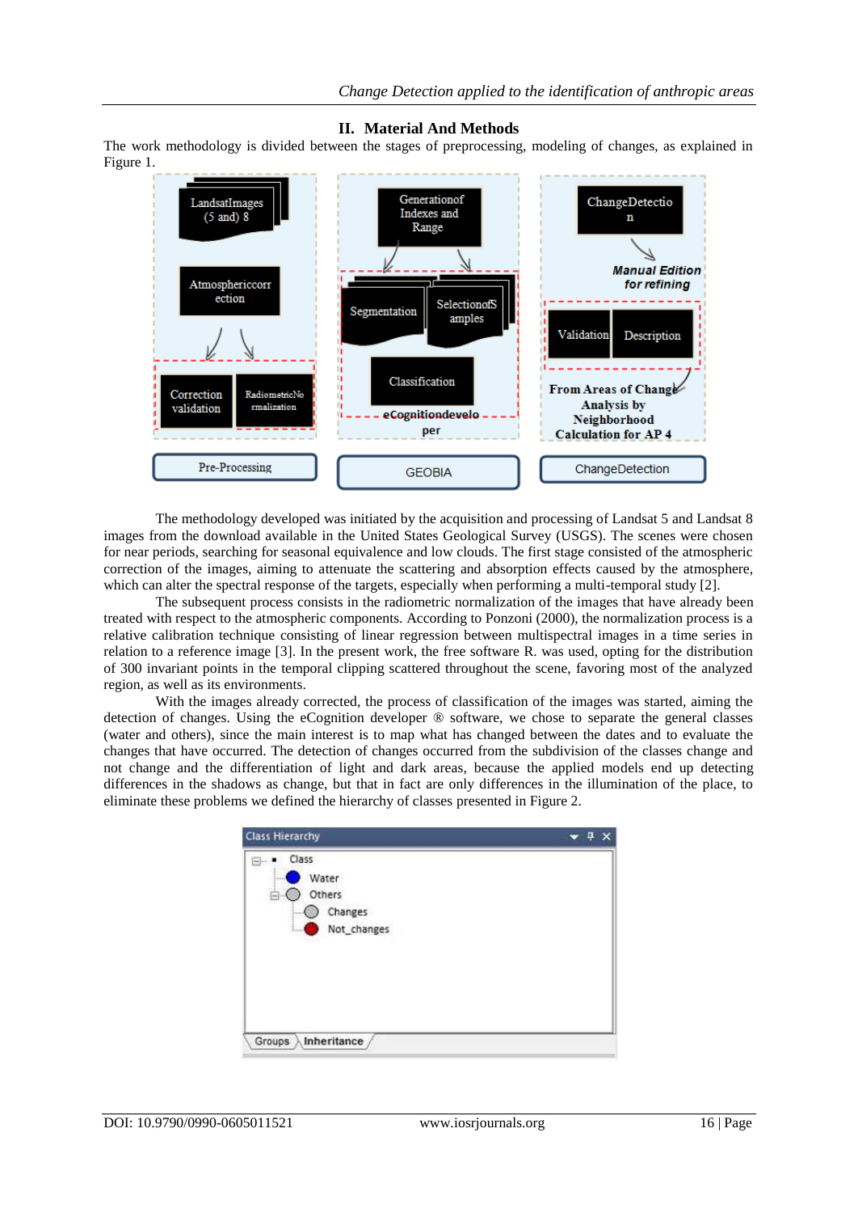## II. Material And Methods

The work methodology is divided between the stages of preprocessing, modeling of changes, as explained in Figure 1.

The methodology developed was initiated by the acquisition and processing of Landsat 5 and Landsat 8 images from the download available in the United States Geological Survey (USGS). The scenes were chosen for near periods, searching for seasonal equivalence and low clouds. The first stage consisted of the atmospheric correction of the images, aiming to attenuate the scattering and absorption effects caused by the atmosphere, which can alter the spectral response of the targets, especially when performing a multi-temporal study [2].

The subsequent process consists in the radiometric normalization of the images that have already been treated with respect to the atmospheric components. According to Ponzoni (2000), the normalization process is a relative calibration technique consisting of linear regression between multispectral images in a time series in relation to a reference image [3]. In the present work, the free software R. was used, opting for the distribution of 300 invariant points in the temporal clipping scattered throughout the scene, favoring most of the analyzed region, as well as its environments.

With the images already corrected, the process of classification of the images was started, aiming the detection of changes. Using the eCognition developer ® software, we chose to separate the general classes (water and others), since the main interest is to map what has changed between the dates and to evaluate the changes that have occurred. The detection of changes occurred from the subdivision of the classes change and not change and the differentiation of light and dark areas, because the applied models end up detecting differences in the shadows as change, but that in fact are only differences in the illumination of the place, to eliminate these problems we defined the hierarchy of classes presented in Figure 2.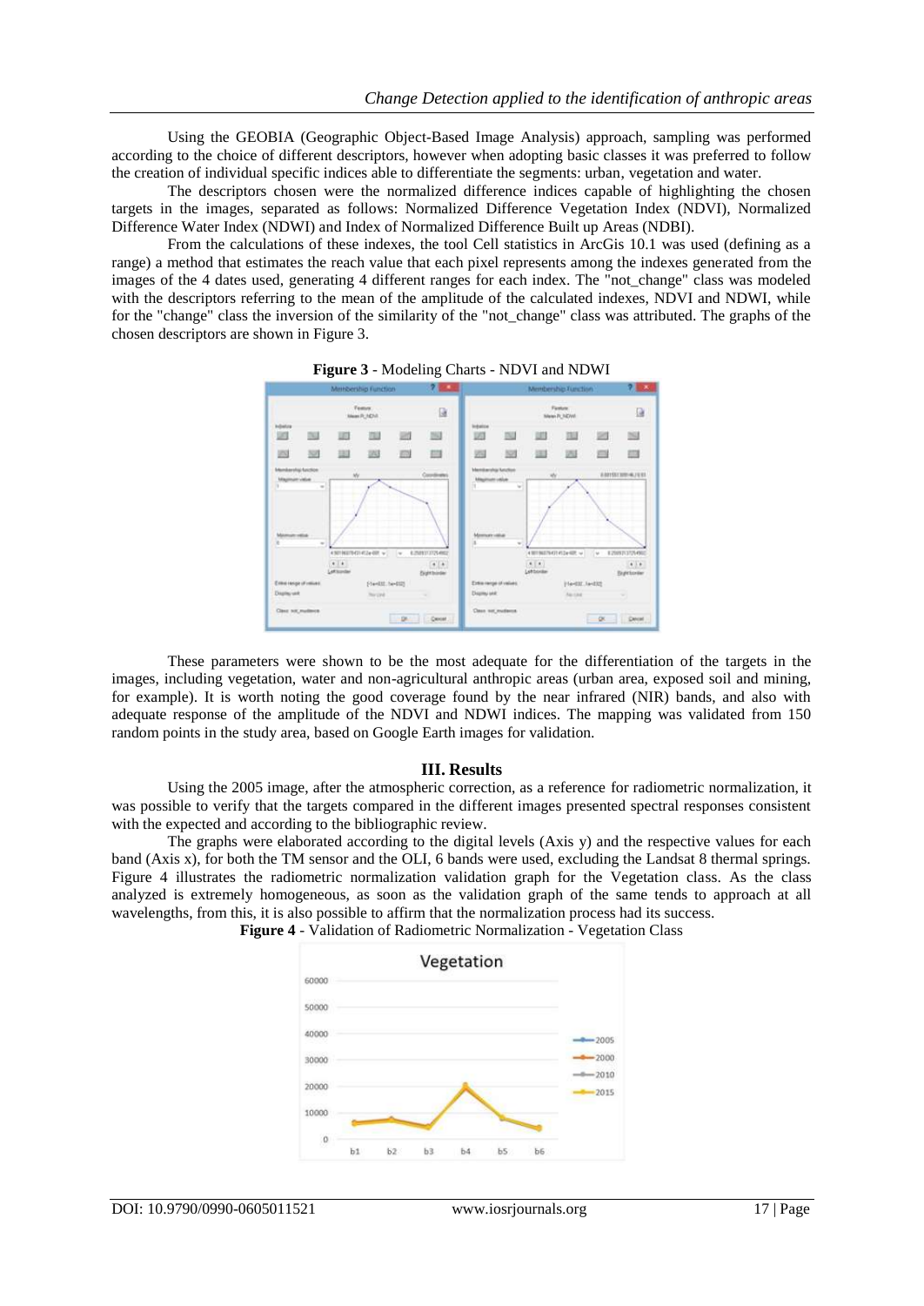Using the GEOBIA (Geographic Object-Based Image Analysis) approach, sampling was performed according to the choice of different descriptors, however when adopting basic classes it was preferred to follow the creation of individual specific indices able to differentiate the segments: urban, vegetation and water.

The descriptors chosen were the normalized difference indices capable of highlighting the chosen targets in the images, separated as follows: Normalized Difference Vegetation Index (NDVI), Normalized Difference Water Index (NDWI) and Index of Normalized Difference Built up Areas (NDBI).

From the calculations of these indexes, the tool Cell statistics in ArcGis 10.1 was used (defining as a range) a method that estimates the reach value that each pixel represents among the indexes generated from the images of the 4 dates used, generating 4 different ranges for each index. The "not_change" class was modeled with the descriptors referring to the mean of the amplitude of the calculated indexes, NDVI and NDWI, while for the "change" class the inversion of the similarity of the "not_change" class was attributed. The graphs of the chosen descriptors are shown in Figure 3.

**Figure 3** - Modeling Charts - NDVI and NDWI

These parameters were shown to be the most adequate for the differentiation of the targets in the images, including vegetation, water and non-agricultural anthropic areas (urban area, exposed soil and mining, for example). It is worth noting the good coverage found by the near infrared (NIR) bands, and also with adequate response of the amplitude of the NDVI and NDWI indices. The mapping was validated from 150 random points in the study area, based on Google Earth images for validation.

## III. Results

Using the 2005 image, after the atmospheric correction, as a reference for radiometric normalization, it was possible to verify that the targets compared in the different images presented spectral responses consistent with the expected and according to the bibliographic review.

The graphs were elaborated according to the digital levels (Axis y) and the respective values for each band (Axis x), for both the TM sensor and the OLI, 6 bands were used, excluding the Landsat 8 thermal springs. Figure 4 illustrates the radiometric normalization validation graph for the Vegetation class. As the class analyzed is extremely homogeneous, as soon as the validation graph of the same tends to approach at all wavelengths, from this, it is also possible to affirm that the normalization process had its success.

**Figure 4** - Validation of Radiometric Normalization - Vegetation Class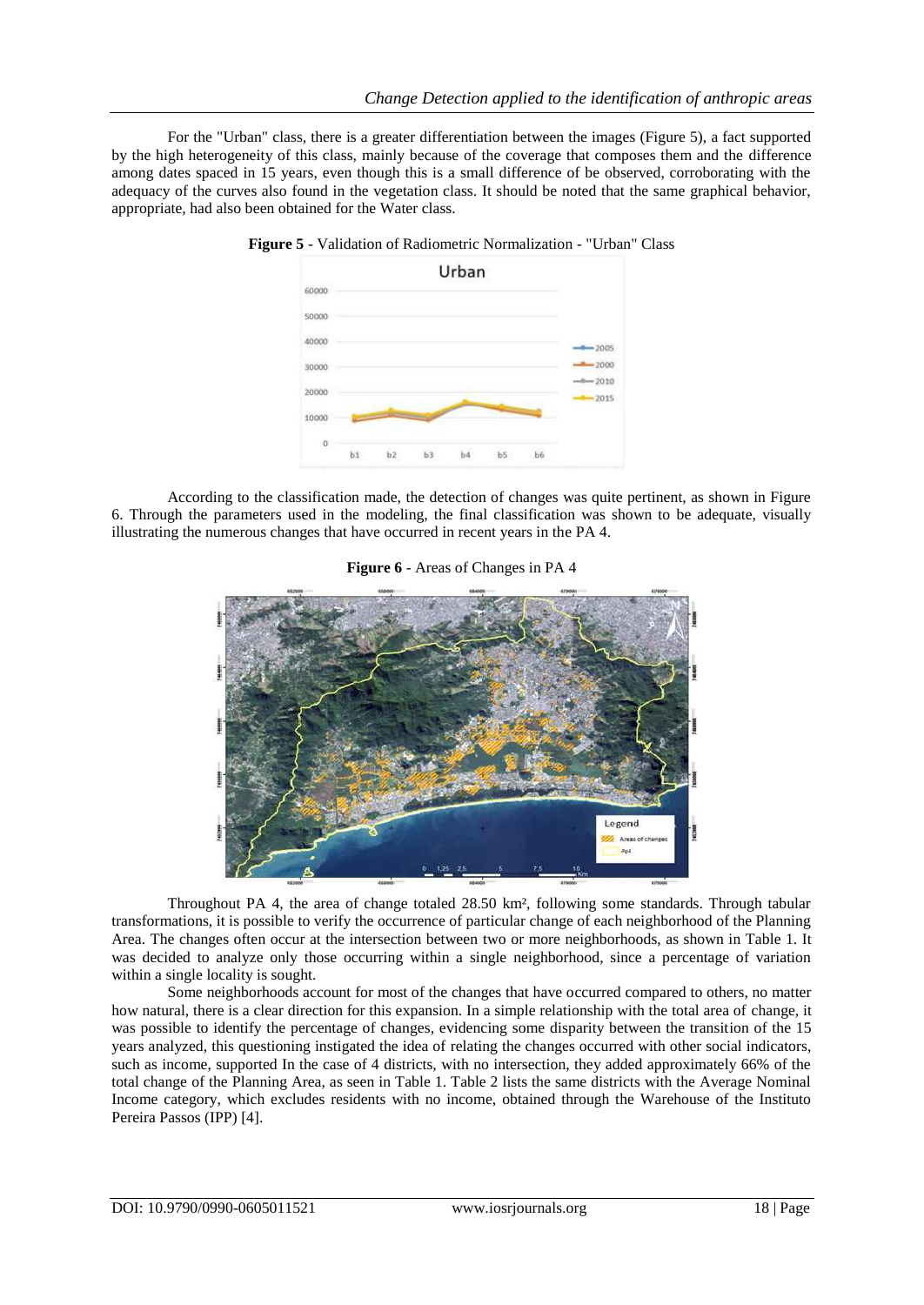For the "Urban" class, there is a greater differentiation between the images (Figure 5), a fact supported by the high heterogeneity of this class, mainly because of the coverage that composes them and the difference among dates spaced in 15 years, even though this is a small difference of be observed, corroborating with the adequacy of the curves also found in the vegetation class. It should be noted that the same graphical behavior, appropriate, had also been obtained for the Water class.

**Figure 5** - Validation of Radiometric Normalization - "Urban" Class

According to the classification made, the detection of changes was quite pertinent, as shown in Figure 6. Through the parameters used in the modeling, the final classification was shown to be adequate, visually illustrating the numerous changes that have occurred in recent years in the PA 4.

**Figure 6** - Areas of Changes in PA 4

Throughout PA 4, the area of change totaled 28.50 km², following some standards. Through tabular transformations, it is possible to verify the occurrence of particular change of each neighborhood of the Planning Area. The changes often occur at the intersection between two or more neighborhoods, as shown in Table 1. It was decided to analyze only those occurring within a single neighborhood, since a percentage of variation within a single locality is sought.

Some neighborhoods account for most of the changes that have occurred compared to others, no matter how natural, there is a clear direction for this expansion. In a simple relationship with the total area of change, it was possible to identify the percentage of changes, evidencing some disparity between the transition of the 15 years analyzed, this questioning instigated the idea of relating the changes occurred with other social indicators, such as income, supported In the case of 4 districts, with no intersection, they added approximately 66% of the total change of the Planning Area, as seen in Table 1. Table 2 lists the same districts with the Average Nominal Income category, which excludes residents with no income, obtained through the Warehouse of the Instituto Pereira Passos (IPP) [4].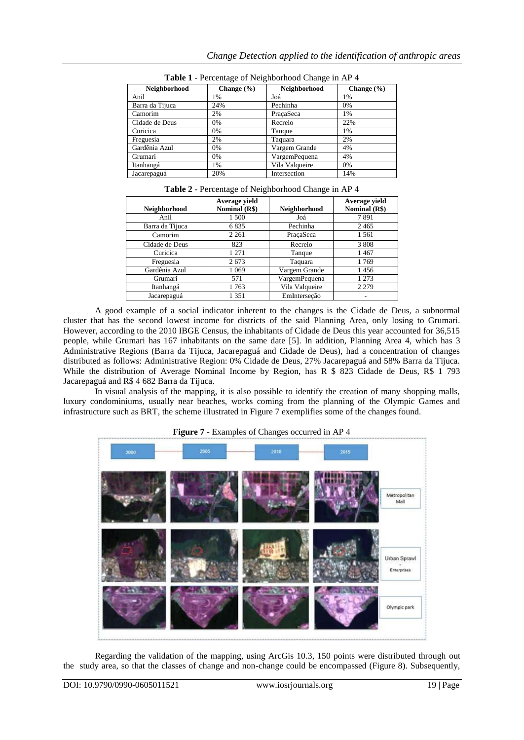**Table 1** - Percentage of Neighborhood Change in AP 4

| Neighborhood | Change (%) | Neighborhood | Change (%) |
|---|---|---|---|
| Anil | 1% | Joá | 1% |
| Barra da Tijuca | 24% | Pechinha | 0% |
| Camorim | 2% | PraçaSeca | 1% |
| Cidade de Deus | 0% | Recreio | 22% |
| Curicica | 0% | Tanque | 1% |
| Freguesia | 2% | Taquara | 2% |
| Gardênia Azul | 0% | Vargem Grande | 4% |
| Grumari | 0% | VargemPequena | 4% |
| Itanhangá | 1% | Vila Valqueire | 0% |
| Jacarepaguá | 20% | Intersection | 14% |

**Table 2** - Percentage of Neighborhood Change in AP 4

| Neighborhood | Average yield Nominal (R$) | Neighborhood | Average yield Nominal (R$) |
|---|---|---|---|
| Anil | 1 500 | Joá | 7 891 |
| Barra da Tijuca | 6 835 | Pechinha | 2 465 |
| Camorim | 2 261 | PraçaSeca | 1 561 |
| Cidade de Deus | 823 | Recreio | 3 808 |
| Curicica | 1 271 | Tanque | 1 467 |
| Freguesia | 2 673 | Taquara | 1 769 |
| Gardênia Azul | 1 069 | Vargem Grande | 1 456 |
| Grumari | 571 | VargemPequena | 1 273 |
| Itanhangá | 1 763 | Vila Valqueire | 2 279 |
| Jacarepaguá | 1 351 | EmInterseção | - |

A good example of a social indicator inherent to the changes is the Cidade de Deus, a subnormal cluster that has the second lowest income for districts of the said Planning Area, only losing to Grumari. However, according to the 2010 IBGE Census, the inhabitants of Cidade de Deus this year accounted for 36,515 people, while Grumari has 167 inhabitants on the same date [5]. In addition, Planning Area 4, which has 3 Administrative Regions (Barra da Tijuca, Jacarepaguá and Cidade de Deus), had a concentration of changes distributed as follows: Administrative Region: 0% Cidade de Deus, 27% Jacarepaguá and 58% Barra da Tijuca. While the distribution of Average Nominal Income by Region, has R $ 823 Cidade de Deus, R$ 1 793 Jacarepaguá and R$ 4 682 Barra da Tijuca.

In visual analysis of the mapping, it is also possible to identify the creation of many shopping malls, luxury condominiums, usually near beaches, works coming from the planning of the Olympic Games and infrastructure such as BRT, the scheme illustrated in Figure 7 exemplifies some of the changes found.

**Figure 7** - Examples of Changes occurred in AP 4

Regarding the validation of the mapping, using ArcGis 10.3, 150 points were distributed through out the study area, so that the classes of change and non-change could be encompassed (Figure 8). Subsequently,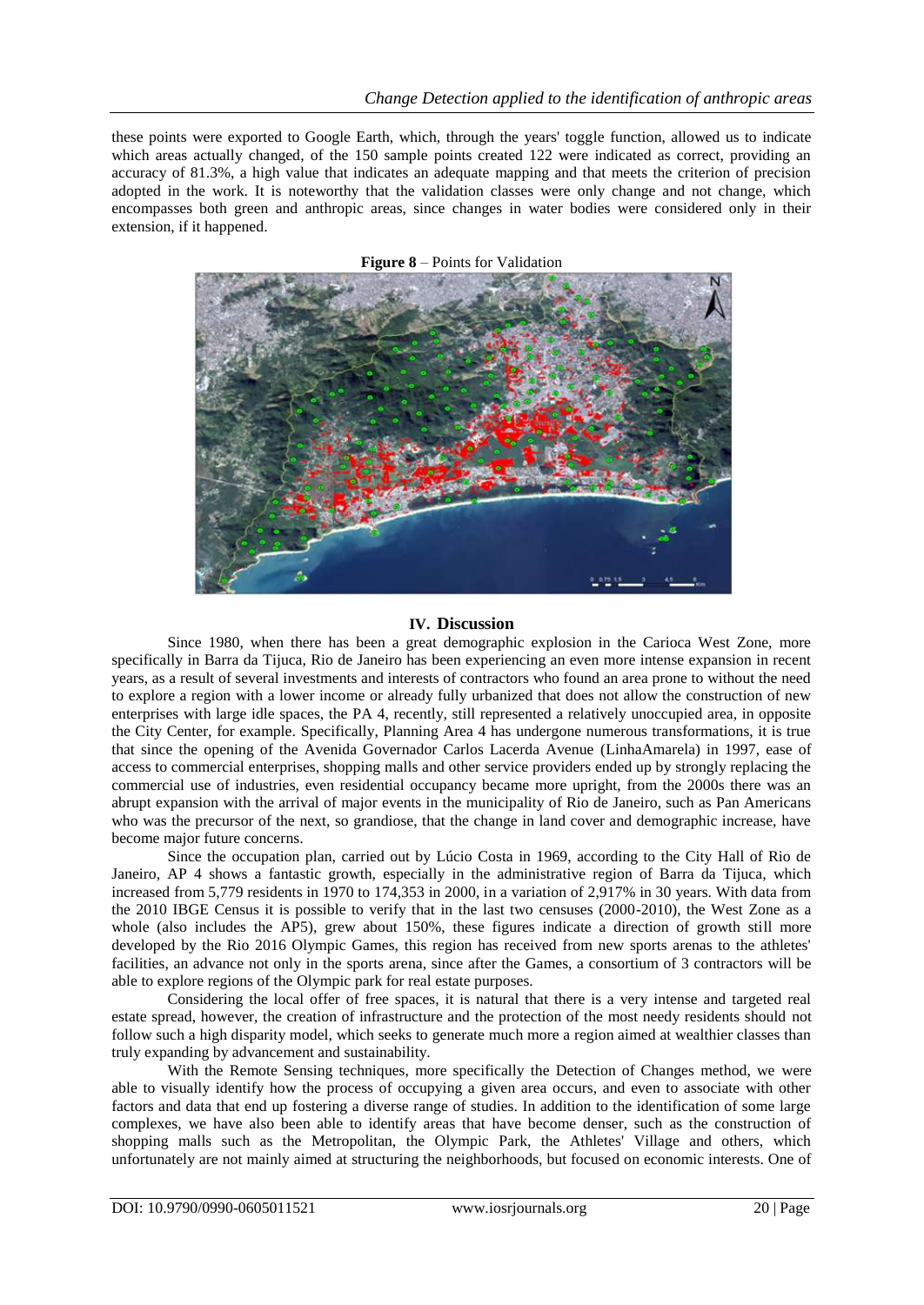these points were exported to Google Earth, which, through the years' toggle function, allowed us to indicate which areas actually changed, of the 150 sample points created 122 were indicated as correct, providing an accuracy of 81.3%, a high value that indicates an adequate mapping and that meets the criterion of precision adopted in the work. It is noteworthy that the validation classes were only change and not change, which encompasses both green and anthropic areas, since changes in water bodies were considered only in their extension, if it happened.

**Figure 8** – Points for Validation

## IV. Discussion

Since 1980, when there has been a great demographic explosion in the Carioca West Zone, more specifically in Barra da Tijuca, Rio de Janeiro has been experiencing an even more intense expansion in recent years, as a result of several investments and interests of contractors who found an area prone to without the need to explore a region with a lower income or already fully urbanized that does not allow the construction of new enterprises with large idle spaces, the PA 4, recently, still represented a relatively unoccupied area, in opposite the City Center, for example. Specifically, Planning Area 4 has undergone numerous transformations, it is true that since the opening of the Avenida Governador Carlos Lacerda Avenue (LinhaAmarela) in 1997, ease of access to commercial enterprises, shopping malls and other service providers ended up by strongly replacing the commercial use of industries, even residential occupancy became more upright, from the 2000s there was an abrupt expansion with the arrival of major events in the municipality of Rio de Janeiro, such as Pan Americans who was the precursor of the next, so grandiose, that the change in land cover and demographic increase, have become major future concerns.

Since the occupation plan, carried out by Lúcio Costa in 1969, according to the City Hall of Rio de Janeiro, AP 4 shows a fantastic growth, especially in the administrative region of Barra da Tijuca, which increased from 5,779 residents in 1970 to 174,353 in 2000, in a variation of 2,917% in 30 years. With data from the 2010 IBGE Census it is possible to verify that in the last two censuses (2000-2010), the West Zone as a whole (also includes the AP5), grew about 150%, these figures indicate a direction of growth still more developed by the Rio 2016 Olympic Games, this region has received from new sports arenas to the athletes' facilities, an advance not only in the sports arena, since after the Games, a consortium of 3 contractors will be able to explore regions of the Olympic park for real estate purposes.

Considering the local offer of free spaces, it is natural that there is a very intense and targeted real estate spread, however, the creation of infrastructure and the protection of the most needy residents should not follow such a high disparity model, which seeks to generate much more a region aimed at wealthier classes than truly expanding by advancement and sustainability.

With the Remote Sensing techniques, more specifically the Detection of Changes method, we were able to visually identify how the process of occupying a given area occurs, and even to associate with other factors and data that end up fostering a diverse range of studies. In addition to the identification of some large complexes, we have also been able to identify areas that have become denser, such as the construction of shopping malls such as the Metropolitan, the Olympic Park, the Athletes' Village and others, which unfortunately are not mainly aimed at structuring the neighborhoods, but focused on economic interests. One of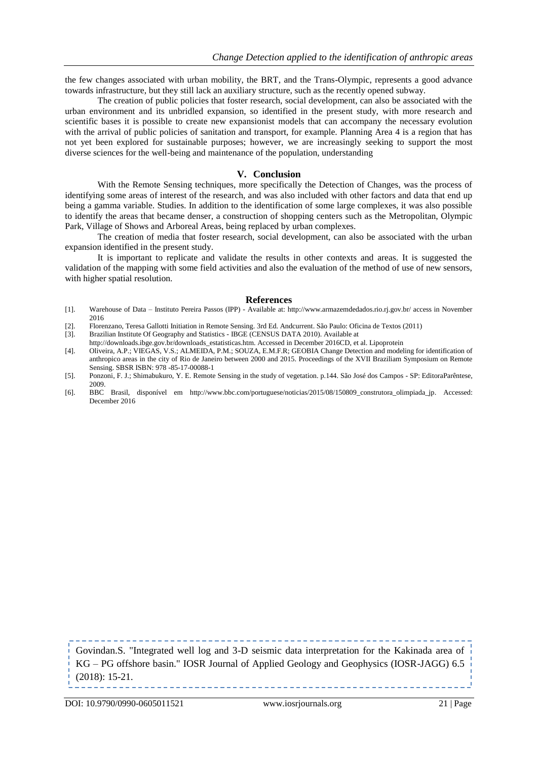the few changes associated with urban mobility, the BRT, and the Trans-Olympic, represents a good advance towards infrastructure, but they still lack an auxiliary structure, such as the recently opened subway.

The creation of public policies that foster research, social development, can also be associated with the urban environment and its unbridled expansion, so identified in the present study, with more research and scientific bases it is possible to create new expansionist models that can accompany the necessary evolution with the arrival of public policies of sanitation and transport, for example. Planning Area 4 is a region that has not yet been explored for sustainable purposes; however, we are increasingly seeking to support the most diverse sciences for the well-being and maintenance of the population, understanding

## V. Conclusion

With the Remote Sensing techniques, more specifically the Detection of Changes, was the process of identifying some areas of interest of the research, and was also included with other factors and data that end up being a gamma variable. Studies. In addition to the identification of some large complexes, it was also possible to identify the areas that became denser, a construction of shopping centers such as the Metropolitan, Olympic Park, Village of Shows and Arboreal Areas, being replaced by urban complexes.

The creation of media that foster research, social development, can also be associated with the urban expansion identified in the present study.

It is important to replicate and validate the results in other contexts and areas. It is suggested the validation of the mapping with some field activities and also the evaluation of the method of use of new sensors, with higher spatial resolution.

## References

[1]. Warehouse of Data – Instituto Pereira Passos (IPP) - Available at: http://www.armazemdedados.rio.rj.gov.br/ access in November 2016

[2]. Florenzano, Teresa Gallotti Initiation in Remote Sensing. 3rd Ed. Andcurrent. São Paulo: Oficina de Textos (2011)

[3]. Brazilian Institute Of Geography and Statistics - IBGE (CENSUS DATA 2010). Available at http://downloads.ibge.gov.br/downloads_estatisticas.htm. Accessed in December 2016CD, et al. Lipoprotein

[4]. Oliveira, A.P.; VIEGAS, V.S.; ALMEIDA, P.M.; SOUZA, E.M.F.R; GEOBIA Change Detection and modeling for identification of anthropico areas in the city of Rio de Janeiro between 2000 and 2015. Proceedings of the XVII Braziliam Symposium on Remote Sensing. SBSR ISBN: 978 -85-17-00088-1

[5]. Ponzoni, F. J.; Shimabukuro, Y. E. Remote Sensing in the study of vegetation. p.144. São José dos Campos - SP: EditoraParêntese, 2009.

[6]. BBC Brasil, disponível em http://www.bbc.com/portuguese/noticias/2015/08/150809_construtora_olimpiada_jp. Accessed: December 2016

Govindan.S. "Integrated well log and 3-D seismic data interpretation for the Kakinada area of KG – PG offshore basin." IOSR Journal of Applied Geology and Geophysics (IOSR-JAGG) 6.5 (2018): 15-21.